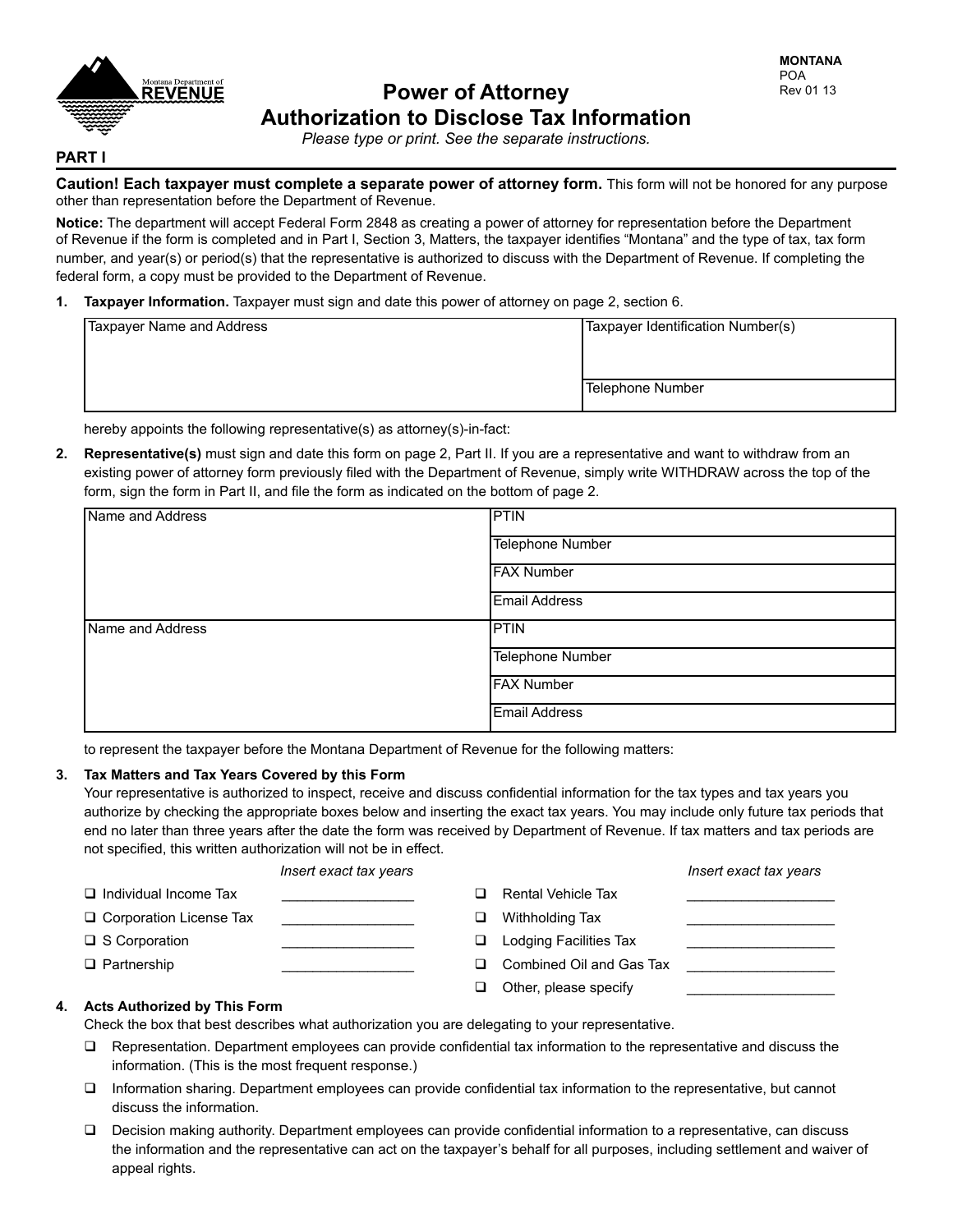MONTANA
POA
Rev 01 13

Montana Department of REVENUE

# Power of Attorney
# Authorization to Disclose Tax Information

*Please type or print. See the separate instructions.*

## PART I

**Caution! Each taxpayer must complete a separate power of attorney form.** This form will not be honored for any purpose other than representation before the Department of Revenue.

**Notice:** The department will accept Federal Form 2848 as creating a power of attorney for representation before the Department of Revenue if the form is completed and in Part I, Section 3, Matters, the taxpayer identifies "Montana" and the type of tax, tax form number, and year(s) or period(s) that the representative is authorized to discuss with the Department of Revenue. If completing the federal form, a copy must be provided to the Department of Revenue.

**1. Taxpayer Information.** Taxpayer must sign and date this power of attorney on page 2, section 6.

| Taxpayer Name and Address | Taxpayer Identification Number(s) |
|---|---|
| | Telephone Number |

hereby appoints the following representative(s) as attorney(s)-in-fact:

**2. Representative(s)** must sign and date this form on page 2, Part II. If you are a representative and want to withdraw from an existing power of attorney form previously filed with the Department of Revenue, simply write WITHDRAW across the top of the form, sign the form in Part II, and file the form as indicated on the bottom of page 2.

| Name and Address | PTIN |
|---|---|
| | Telephone Number |
| | FAX Number |
| | Email Address |
| Name and Address | PTIN |
| | Telephone Number |
| | FAX Number |
| | Email Address |

to represent the taxpayer before the Montana Department of Revenue for the following matters:

**3. Tax Matters and Tax Years Covered by this Form**

Your representative is authorized to inspect, receive and discuss confidential information for the tax types and tax years you authorize by checking the appropriate boxes below and inserting the exact tax years. You may include only future tax periods that end no later than three years after the date the form was received by Department of Revenue. If tax matters and tax periods are not specified, this written authorization will not be in effect.

| | *Insert exact tax years* | | *Insert exact tax years* |
|---|---|---|---|
| ☐ Individual Income Tax | ________________ | ☐ Rental Vehicle Tax | ________________ |
| ☐ Corporation License Tax | ________________ | ☐ Withholding Tax | ________________ |
| ☐ S Corporation | ________________ | ☐ Lodging Facilities Tax | ________________ |
| ☐ Partnership | ________________ | ☐ Combined Oil and Gas Tax | ________________ |
| | | ☐ Other, please specify | ________________ |

**4. Acts Authorized by This Form**

Check the box that best describes what authorization you are delegating to your representative.

- ☐ Representation. Department employees can provide confidential tax information to the representative and discuss the information. (This is the most frequent response.)
- ☐ Information sharing. Department employees can provide confidential tax information to the representative, but cannot discuss the information.
- ☐ Decision making authority. Department employees can provide confidential information to a representative, can discuss the information and the representative can act on the taxpayer's behalf for all purposes, including settlement and waiver of appeal rights.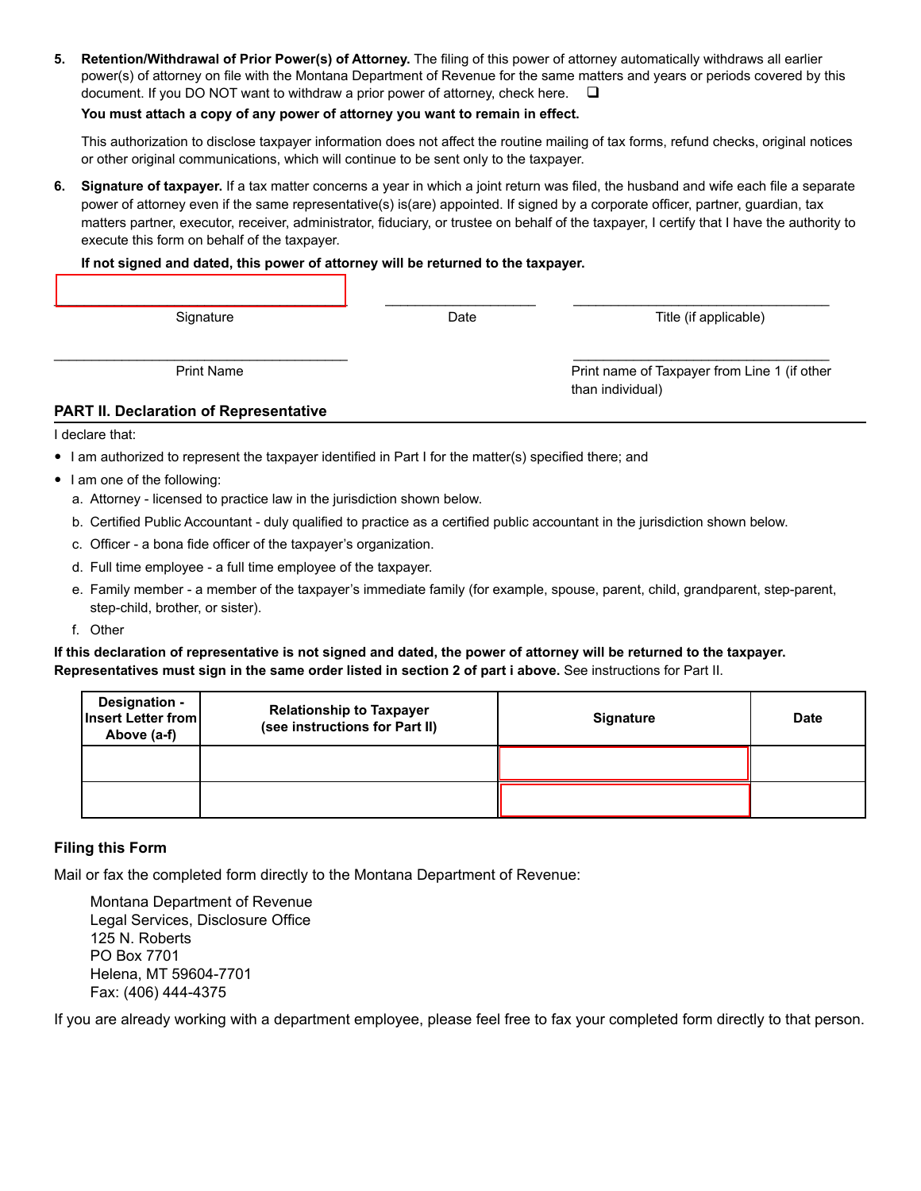5. **Retention/Withdrawal of Prior Power(s) of Attorney.** The filing of this power of attorney automatically withdraws all earlier power(s) of attorney on file with the Montana Department of Revenue for the same matters and years or periods covered by this document. If you DO NOT want to withdraw a prior power of attorney, check here. ❑

   **You must attach a copy of any power of attorney you want to remain in effect.**

   This authorization to disclose taxpayer information does not affect the routine mailing of tax forms, refund checks, original notices or other original communications, which will continue to be sent only to the taxpayer.

6. **Signature of taxpayer.** If a tax matter concerns a year in which a joint return was filed, the husband and wife each file a separate power of attorney even if the same representative(s) is(are) appointed. If signed by a corporate officer, partner, guardian, tax matters partner, executor, receiver, administrator, fiduciary, or trustee on behalf of the taxpayer, I certify that I have the authority to execute this form on behalf of the taxpayer.

   **If not signed and dated, this power of attorney will be returned to the taxpayer.**

_______________________________ Signature

_______________ Date

_______________________________ Title (if applicable)

_______________________________ Print Name

_______________________________ Print name of Taxpayer from Line 1 (if other than individual)

## PART II. Declaration of Representative

I declare that:

- I am authorized to represent the taxpayer identified in Part I for the matter(s) specified there; and
- I am one of the following:
  a. Attorney - licensed to practice law in the jurisdiction shown below.
  b. Certified Public Accountant - duly qualified to practice as a certified public accountant in the jurisdiction shown below.
  c. Officer - a bona fide officer of the taxpayer's organization.
  d. Full time employee - a full time employee of the taxpayer.
  e. Family member - a member of the taxpayer's immediate family (for example, spouse, parent, child, grandparent, step-parent, step-child, brother, or sister).
  f. Other

**If this declaration of representative is not signed and dated, the power of attorney will be returned to the taxpayer. Representatives must sign in the same order listed in section 2 of part i above.** See instructions for Part II.

| Designation - Insert Letter from Above (a-f) | Relationship to Taxpayer (see instructions for Part II) | Signature | Date |
| --- | --- | --- | --- |
| | | | |
| | | | |

### Filing this Form

Mail or fax the completed form directly to the Montana Department of Revenue:

Montana Department of Revenue
Legal Services, Disclosure Office
125 N. Roberts
PO Box 7701
Helena, MT 59604-7701
Fax: (406) 444-4375

If you are already working with a department employee, please feel free to fax your completed form directly to that person.